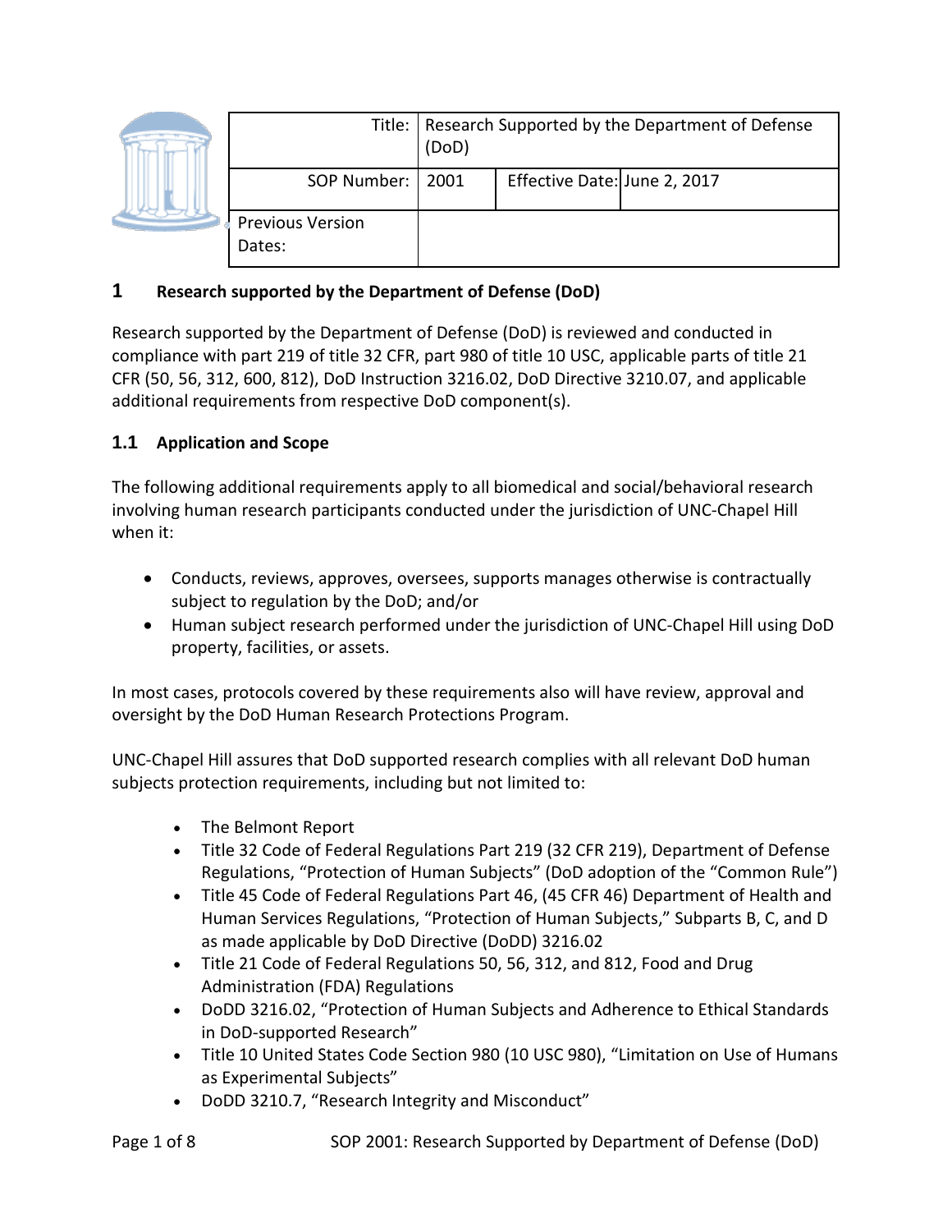| Title: | Research Supported by the Department of Defense (DoD) | | |
|---|---|---|---|
| SOP Number: | 2001 | Effective Date: | June 2, 2017 |
| Previous Version Dates: | | | |

# 1 Research supported by the Department of Defense (DoD)

Research supported by the Department of Defense (DoD) is reviewed and conducted in compliance with part 219 of title 32 CFR, part 980 of title 10 USC, applicable parts of title 21 CFR (50, 56, 312, 600, 812), DoD Instruction 3216.02, DoD Directive 3210.07, and applicable additional requirements from respective DoD component(s).

## 1.1 Application and Scope

The following additional requirements apply to all biomedical and social/behavioral research involving human research participants conducted under the jurisdiction of UNC-Chapel Hill when it:

- Conducts, reviews, approves, oversees, supports manages otherwise is contractually subject to regulation by the DoD; and/or
- Human subject research performed under the jurisdiction of UNC-Chapel Hill using DoD property, facilities, or assets.

In most cases, protocols covered by these requirements also will have review, approval and oversight by the DoD Human Research Protections Program.

UNC-Chapel Hill assures that DoD supported research complies with all relevant DoD human subjects protection requirements, including but not limited to:

- The Belmont Report
- Title 32 Code of Federal Regulations Part 219 (32 CFR 219), Department of Defense Regulations, "Protection of Human Subjects" (DoD adoption of the "Common Rule")
- Title 45 Code of Federal Regulations Part 46, (45 CFR 46) Department of Health and Human Services Regulations, "Protection of Human Subjects," Subparts B, C, and D as made applicable by DoD Directive (DoDD) 3216.02
- Title 21 Code of Federal Regulations 50, 56, 312, and 812, Food and Drug Administration (FDA) Regulations
- DoDD 3216.02, "Protection of Human Subjects and Adherence to Ethical Standards in DoD-supported Research"
- Title 10 United States Code Section 980 (10 USC 980), "Limitation on Use of Humans as Experimental Subjects"
- DoDD 3210.7, "Research Integrity and Misconduct"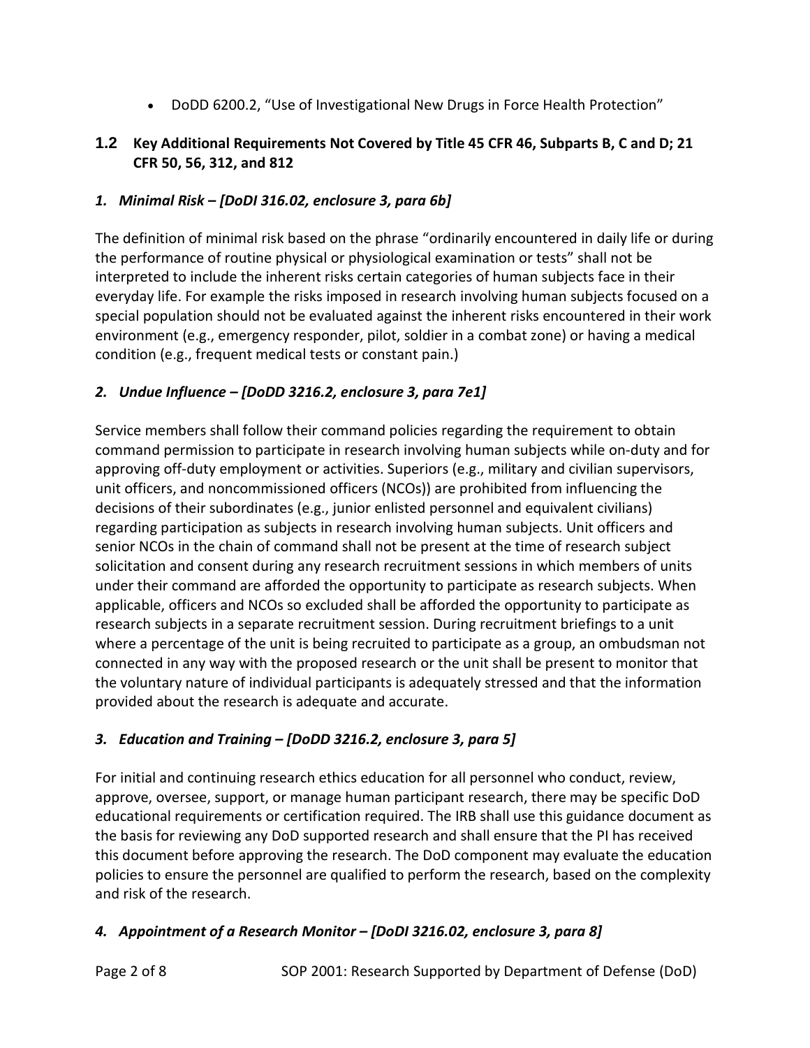- DoDD 6200.2, “Use of Investigational New Drugs in Force Health Protection”

## 1.2 Key Additional Requirements Not Covered by Title 45 CFR 46, Subparts B, C and D; 21 CFR 50, 56, 312, and 812

### *1. Minimal Risk – [DoDI 316.02, enclosure 3, para 6b]*

The definition of minimal risk based on the phrase “ordinarily encountered in daily life or during the performance of routine physical or physiological examination or tests” shall not be interpreted to include the inherent risks certain categories of human subjects face in their everyday life. For example the risks imposed in research involving human subjects focused on a special population should not be evaluated against the inherent risks encountered in their work environment (e.g., emergency responder, pilot, soldier in a combat zone) or having a medical condition (e.g., frequent medical tests or constant pain.)

### *2. Undue Influence – [DoDD 3216.2, enclosure 3, para 7e1]*

Service members shall follow their command policies regarding the requirement to obtain command permission to participate in research involving human subjects while on-duty and for approving off-duty employment or activities. Superiors (e.g., military and civilian supervisors, unit officers, and noncommissioned officers (NCOs)) are prohibited from influencing the decisions of their subordinates (e.g., junior enlisted personnel and equivalent civilians) regarding participation as subjects in research involving human subjects. Unit officers and senior NCOs in the chain of command shall not be present at the time of research subject solicitation and consent during any research recruitment sessions in which members of units under their command are afforded the opportunity to participate as research subjects. When applicable, officers and NCOs so excluded shall be afforded the opportunity to participate as research subjects in a separate recruitment session. During recruitment briefings to a unit where a percentage of the unit is being recruited to participate as a group, an ombudsman not connected in any way with the proposed research or the unit shall be present to monitor that the voluntary nature of individual participants is adequately stressed and that the information provided about the research is adequate and accurate.

### *3. Education and Training – [DoDD 3216.2, enclosure 3, para 5]*

For initial and continuing research ethics education for all personnel who conduct, review, approve, oversee, support, or manage human participant research, there may be specific DoD educational requirements or certification required. The IRB shall use this guidance document as the basis for reviewing any DoD supported research and shall ensure that the PI has received this document before approving the research. The DoD component may evaluate the education policies to ensure the personnel are qualified to perform the research, based on the complexity and risk of the research.

### *4. Appointment of a Research Monitor – [DoDI 3216.02, enclosure 3, para 8]*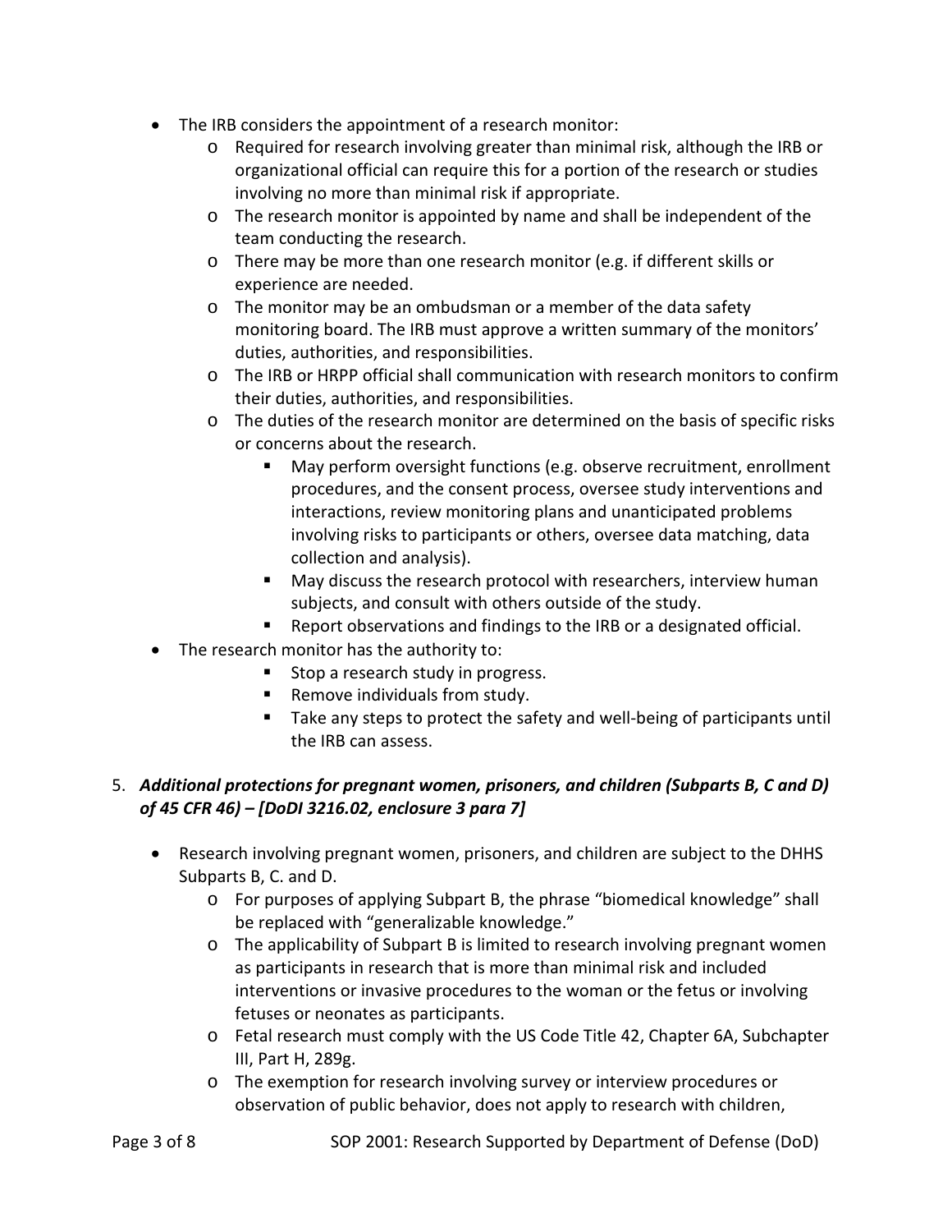- The IRB considers the appointment of a research monitor:
  - Required for research involving greater than minimal risk, although the IRB or organizational official can require this for a portion of the research or studies involving no more than minimal risk if appropriate.
  - The research monitor is appointed by name and shall be independent of the team conducting the research.
  - There may be more than one research monitor (e.g. if different skills or experience are needed.
  - The monitor may be an ombudsman or a member of the data safety monitoring board. The IRB must approve a written summary of the monitors' duties, authorities, and responsibilities.
  - The IRB or HRPP official shall communication with research monitors to confirm their duties, authorities, and responsibilities.
  - The duties of the research monitor are determined on the basis of specific risks or concerns about the research.
    - May perform oversight functions (e.g. observe recruitment, enrollment procedures, and the consent process, oversee study interventions and interactions, review monitoring plans and unanticipated problems involving risks to participants or others, oversee data matching, data collection and analysis).
    - May discuss the research protocol with researchers, interview human subjects, and consult with others outside of the study.
    - Report observations and findings to the IRB or a designated official.
- The research monitor has the authority to:
    - Stop a research study in progress.
    - Remove individuals from study.
    - Take any steps to protect the safety and well-being of participants until the IRB can assess.

5. ***Additional protections for pregnant women, prisoners, and children (Subparts B, C and D) of 45 CFR 46) – [DoDI 3216.02, enclosure 3 para 7]***

- Research involving pregnant women, prisoners, and children are subject to the DHHS Subparts B, C. and D.
  - For purposes of applying Subpart B, the phrase "biomedical knowledge" shall be replaced with "generalizable knowledge."
  - The applicability of Subpart B is limited to research involving pregnant women as participants in research that is more than minimal risk and included interventions or invasive procedures to the woman or the fetus or involving fetuses or neonates as participants.
  - Fetal research must comply with the US Code Title 42, Chapter 6A, Subchapter III, Part H, 289g.
  - The exemption for research involving survey or interview procedures or observation of public behavior, does not apply to research with children,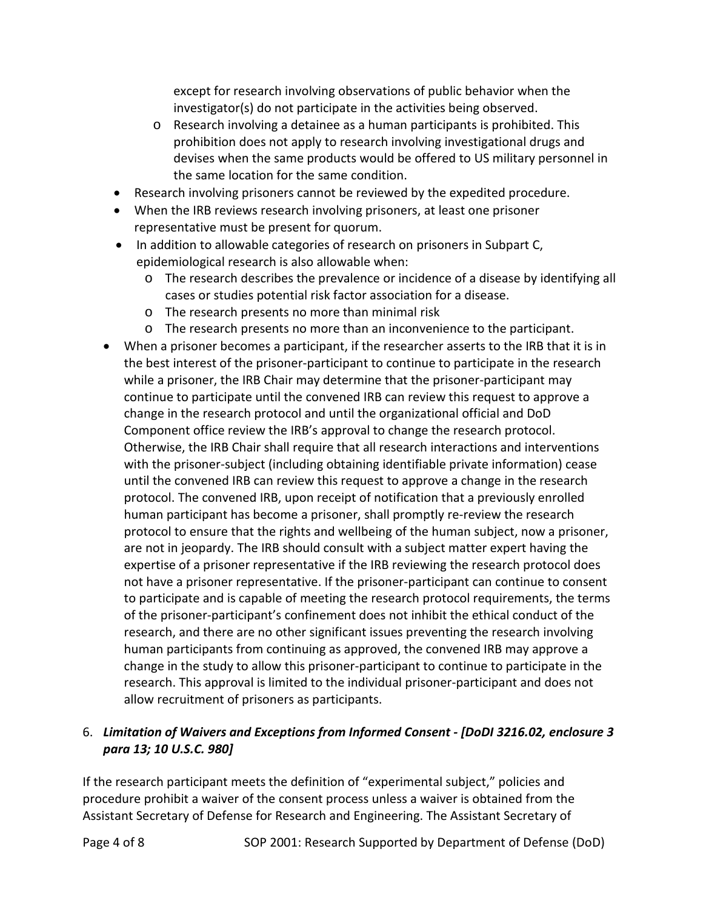except for research involving observations of public behavior when the investigator(s) do not participate in the activities being observed.
    - Research involving a detainee as a human participants is prohibited. This prohibition does not apply to research involving investigational drugs and devises when the same products would be offered to US military personnel in the same location for the same condition.
  - Research involving prisoners cannot be reviewed by the expedited procedure.
  - When the IRB reviews research involving prisoners, at least one prisoner representative must be present for quorum.
  - In addition to allowable categories of research on prisoners in Subpart C, epidemiological research is also allowable when:
    - The research describes the prevalence or incidence of a disease by identifying all cases or studies potential risk factor association for a disease.
    - The research presents no more than minimal risk
    - The research presents no more than an inconvenience to the participant.
- When a prisoner becomes a participant, if the researcher asserts to the IRB that it is in the best interest of the prisoner-participant to continue to participate in the research while a prisoner, the IRB Chair may determine that the prisoner-participant may continue to participate until the convened IRB can review this request to approve a change in the research protocol and until the organizational official and DoD Component office review the IRB's approval to change the research protocol. Otherwise, the IRB Chair shall require that all research interactions and interventions with the prisoner-subject (including obtaining identifiable private information) cease until the convened IRB can review this request to approve a change in the research protocol. The convened IRB, upon receipt of notification that a previously enrolled human participant has become a prisoner, shall promptly re-review the research protocol to ensure that the rights and wellbeing of the human subject, now a prisoner, are not in jeopardy. The IRB should consult with a subject matter expert having the expertise of a prisoner representative if the IRB reviewing the research protocol does not have a prisoner representative. If the prisoner-participant can continue to consent to participate and is capable of meeting the research protocol requirements, the terms of the prisoner-participant's confinement does not inhibit the ethical conduct of the research, and there are no other significant issues preventing the research involving human participants from continuing as approved, the convened IRB may approve a change in the study to allow this prisoner-participant to continue to participate in the research. This approval is limited to the individual prisoner-participant and does not allow recruitment of prisoners as participants.

6. ***Limitation of Waivers and Exceptions from Informed Consent - [DoDI 3216.02, enclosure 3 para 13; 10 U.S.C. 980]***

If the research participant meets the definition of "experimental subject," policies and procedure prohibit a waiver of the consent process unless a waiver is obtained from the Assistant Secretary of Defense for Research and Engineering. The Assistant Secretary of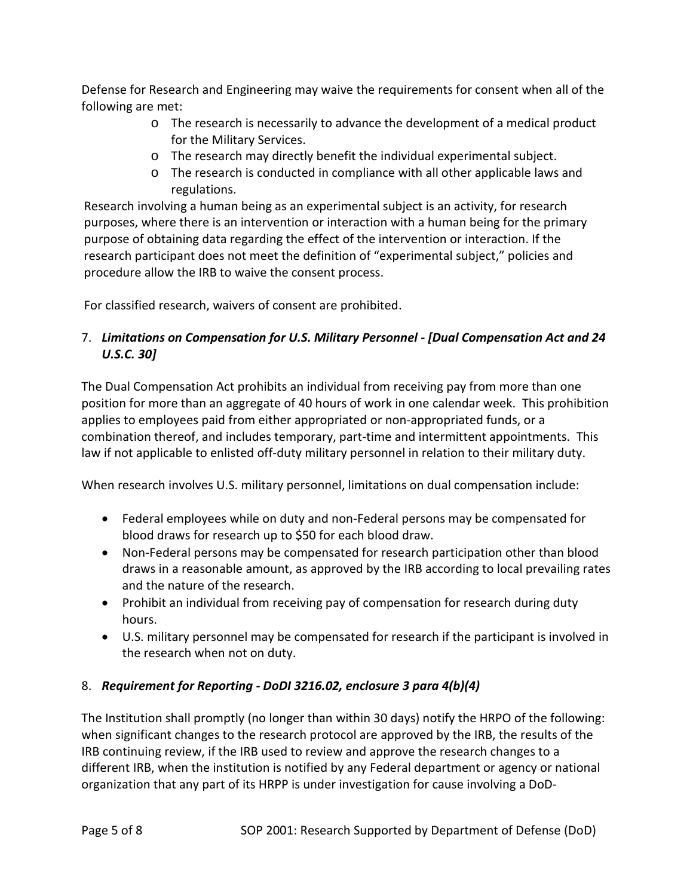Defense for Research and Engineering may waive the requirements for consent when all of the following are met:

- The research is necessarily to advance the development of a medical product for the Military Services.
- The research may directly benefit the individual experimental subject.
- The research is conducted in compliance with all other applicable laws and regulations.

Research involving a human being as an experimental subject is an activity, for research purposes, where there is an intervention or interaction with a human being for the primary purpose of obtaining data regarding the effect of the intervention or interaction. If the research participant does not meet the definition of "experimental subject," policies and procedure allow the IRB to waive the consent process.

For classified research, waivers of consent are prohibited.

7. ***Limitations on Compensation for U.S. Military Personnel - [Dual Compensation Act and 24 U.S.C. 30]***

The Dual Compensation Act prohibits an individual from receiving pay from more than one position for more than an aggregate of 40 hours of work in one calendar week. This prohibition applies to employees paid from either appropriated or non-appropriated funds, or a combination thereof, and includes temporary, part-time and intermittent appointments. This law if not applicable to enlisted off-duty military personnel in relation to their military duty.

When research involves U.S. military personnel, limitations on dual compensation include:

- Federal employees while on duty and non-Federal persons may be compensated for blood draws for research up to $50 for each blood draw.
- Non-Federal persons may be compensated for research participation other than blood draws in a reasonable amount, as approved by the IRB according to local prevailing rates and the nature of the research.
- Prohibit an individual from receiving pay of compensation for research during duty hours.
- U.S. military personnel may be compensated for research if the participant is involved in the research when not on duty.

8. ***Requirement for Reporting - DoDI 3216.02, enclosure 3 para 4(b)(4)***

The Institution shall promptly (no longer than within 30 days) notify the HRPO of the following: when significant changes to the research protocol are approved by the IRB, the results of the IRB continuing review, if the IRB used to review and approve the research changes to a different IRB, when the institution is notified by any Federal department or agency or national organization that any part of its HRPP is under investigation for cause involving a DoD-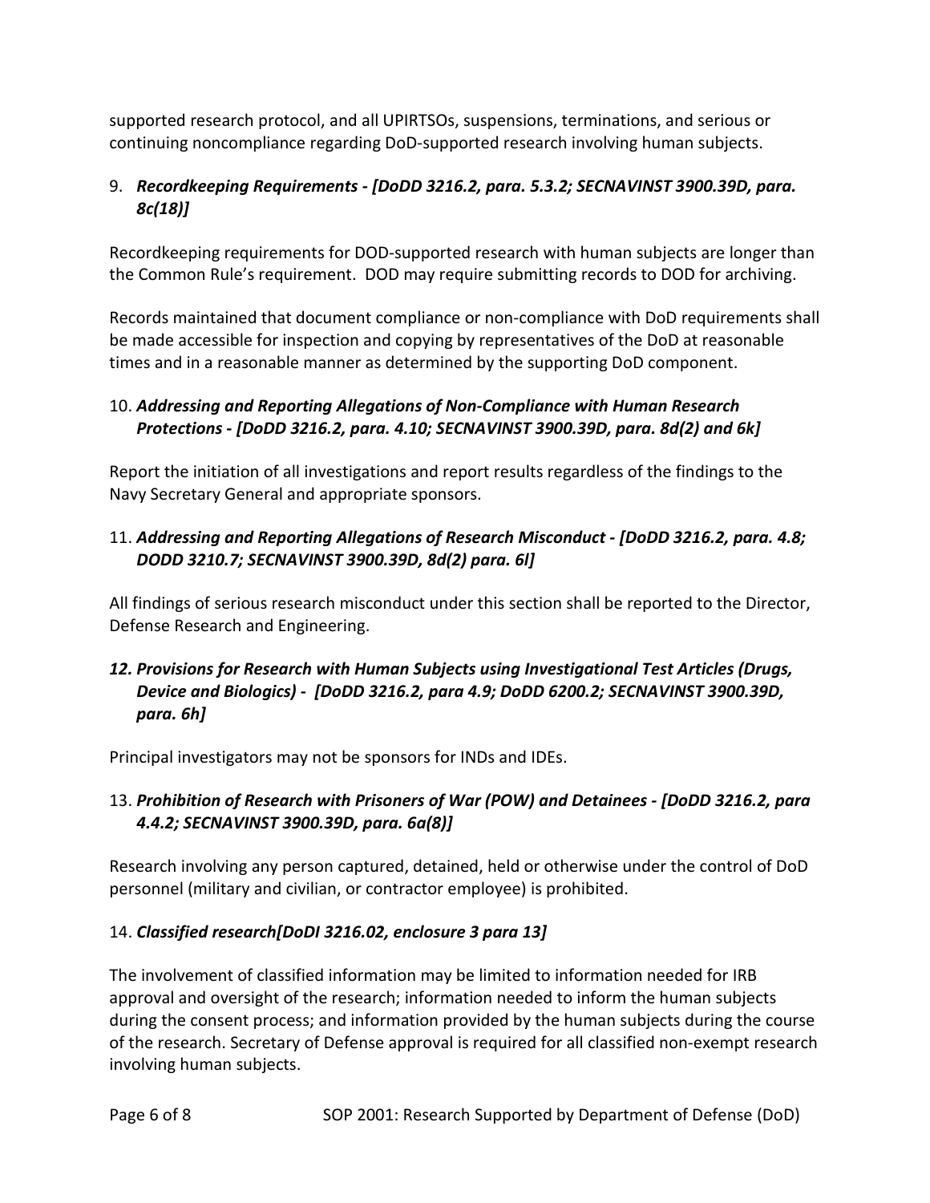supported research protocol, and all UPIRTSOs, suspensions, terminations, and serious or continuing noncompliance regarding DoD-supported research involving human subjects.

9. ***Recordkeeping Requirements - [DoDD 3216.2, para. 5.3.2; SECNAVINST 3900.39D, para. 8c(18)]***

Recordkeeping requirements for DOD-supported research with human subjects are longer than the Common Rule's requirement. DOD may require submitting records to DOD for archiving.

Records maintained that document compliance or non-compliance with DoD requirements shall be made accessible for inspection and copying by representatives of the DoD at reasonable times and in a reasonable manner as determined by the supporting DoD component.

10. ***Addressing and Reporting Allegations of Non-Compliance with Human Research Protections - [DoDD 3216.2, para. 4.10; SECNAVINST 3900.39D, para. 8d(2) and 6k]***

Report the initiation of all investigations and report results regardless of the findings to the Navy Secretary General and appropriate sponsors.

11. ***Addressing and Reporting Allegations of Research Misconduct - [DoDD 3216.2, para. 4.8; DODD 3210.7; SECNAVINST 3900.39D, 8d(2) para. 6l]***

All findings of serious research misconduct under this section shall be reported to the Director, Defense Research and Engineering.

12. ***Provisions for Research with Human Subjects using Investigational Test Articles (Drugs, Device and Biologics) - [DoDD 3216.2, para 4.9; DoDD 6200.2; SECNAVINST 3900.39D, para. 6h]***

Principal investigators may not be sponsors for INDs and IDEs.

13. ***Prohibition of Research with Prisoners of War (POW) and Detainees - [DoDD 3216.2, para 4.4.2; SECNAVINST 3900.39D, para. 6a(8)]***

Research involving any person captured, detained, held or otherwise under the control of DoD personnel (military and civilian, or contractor employee) is prohibited.

14. ***Classified research[DoDI 3216.02, enclosure 3 para 13]***

The involvement of classified information may be limited to information needed for IRB approval and oversight of the research; information needed to inform the human subjects during the consent process; and information provided by the human subjects during the course of the research. Secretary of Defense approval is required for all classified non-exempt research involving human subjects.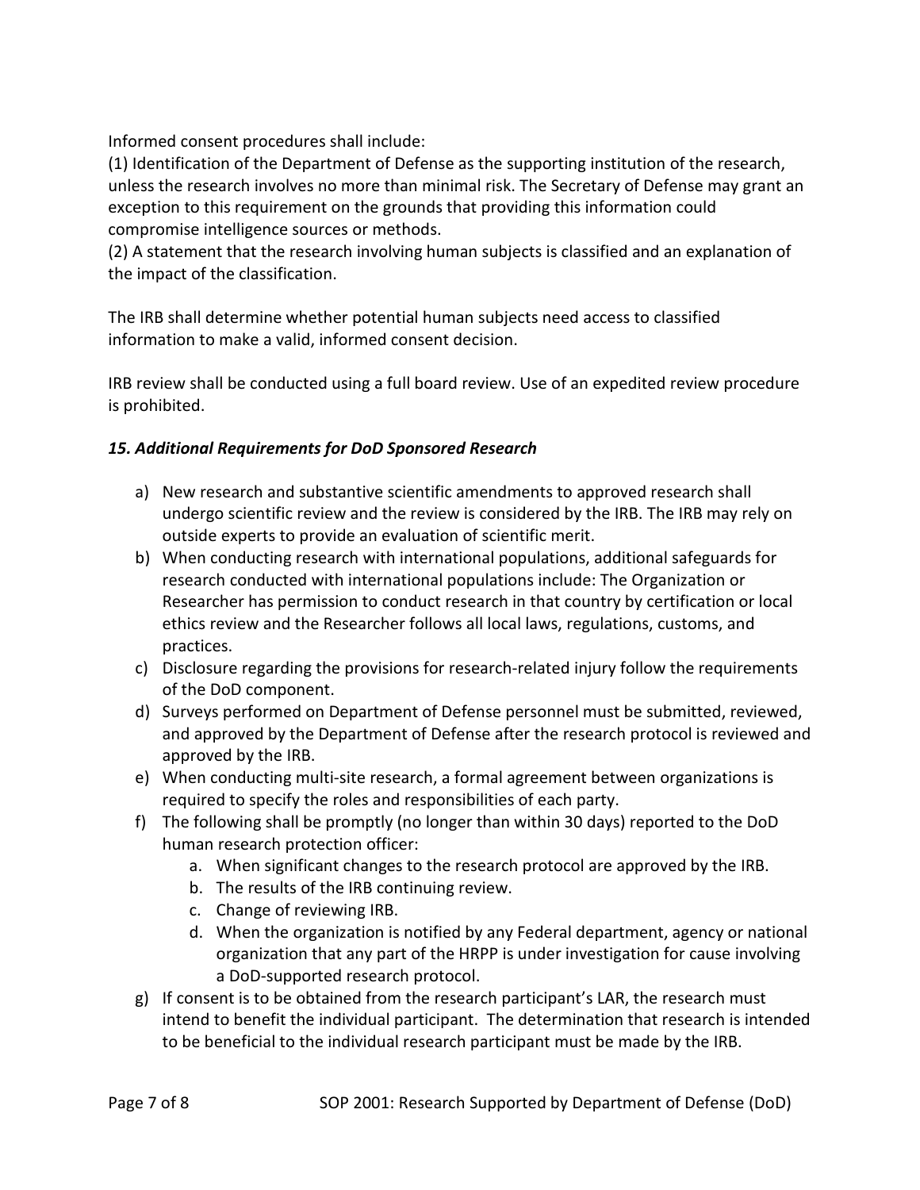Informed consent procedures shall include:
(1) Identification of the Department of Defense as the supporting institution of the research, unless the research involves no more than minimal risk. The Secretary of Defense may grant an exception to this requirement on the grounds that providing this information could compromise intelligence sources or methods.
(2) A statement that the research involving human subjects is classified and an explanation of the impact of the classification.

The IRB shall determine whether potential human subjects need access to classified information to make a valid, informed consent decision.

IRB review shall be conducted using a full board review. Use of an expedited review procedure is prohibited.

### *15. Additional Requirements for DoD Sponsored Research*

a) New research and substantive scientific amendments to approved research shall undergo scientific review and the review is considered by the IRB. The IRB may rely on outside experts to provide an evaluation of scientific merit.
b) When conducting research with international populations, additional safeguards for research conducted with international populations include: The Organization or Researcher has permission to conduct research in that country by certification or local ethics review and the Researcher follows all local laws, regulations, customs, and practices.
c) Disclosure regarding the provisions for research-related injury follow the requirements of the DoD component.
d) Surveys performed on Department of Defense personnel must be submitted, reviewed, and approved by the Department of Defense after the research protocol is reviewed and approved by the IRB.
e) When conducting multi-site research, a formal agreement between organizations is required to specify the roles and responsibilities of each party.
f) The following shall be promptly (no longer than within 30 days) reported to the DoD human research protection officer:
    a. When significant changes to the research protocol are approved by the IRB.
    b. The results of the IRB continuing review.
    c. Change of reviewing IRB.
    d. When the organization is notified by any Federal department, agency or national organization that any part of the HRPP is under investigation for cause involving a DoD-supported research protocol.
g) If consent is to be obtained from the research participant's LAR, the research must intend to benefit the individual participant. The determination that research is intended to be beneficial to the individual research participant must be made by the IRB.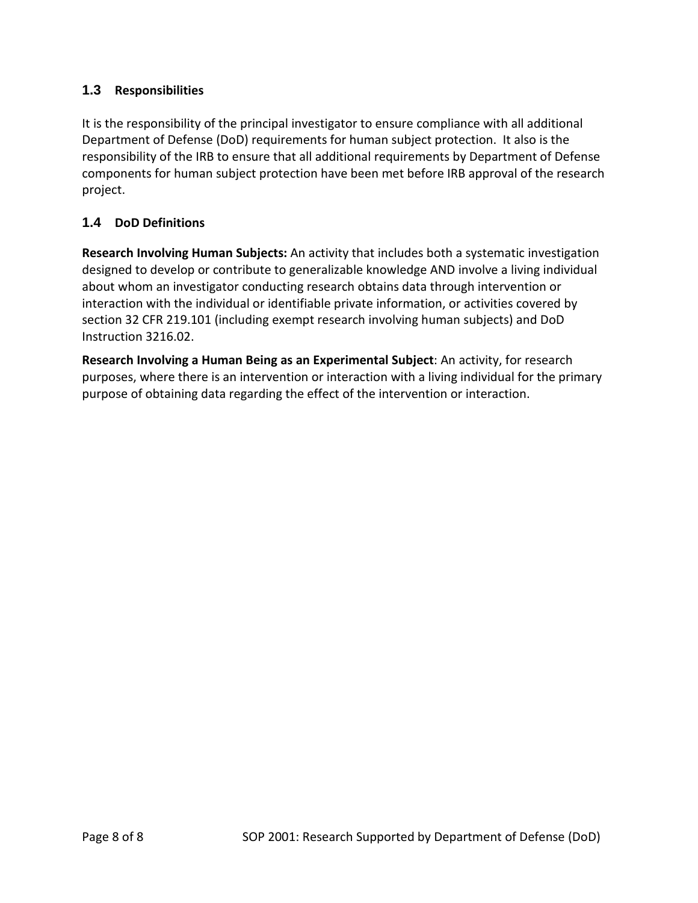## 1.3 Responsibilities

It is the responsibility of the principal investigator to ensure compliance with all additional Department of Defense (DoD) requirements for human subject protection. It also is the responsibility of the IRB to ensure that all additional requirements by Department of Defense components for human subject protection have been met before IRB approval of the research project.

## 1.4 DoD Definitions

**Research Involving Human Subjects:** An activity that includes both a systematic investigation designed to develop or contribute to generalizable knowledge AND involve a living individual about whom an investigator conducting research obtains data through intervention or interaction with the individual or identifiable private information, or activities covered by section 32 CFR 219.101 (including exempt research involving human subjects) and DoD Instruction 3216.02.

**Research Involving a Human Being as an Experimental Subject**: An activity, for research purposes, where there is an intervention or interaction with a living individual for the primary purpose of obtaining data regarding the effect of the intervention or interaction.